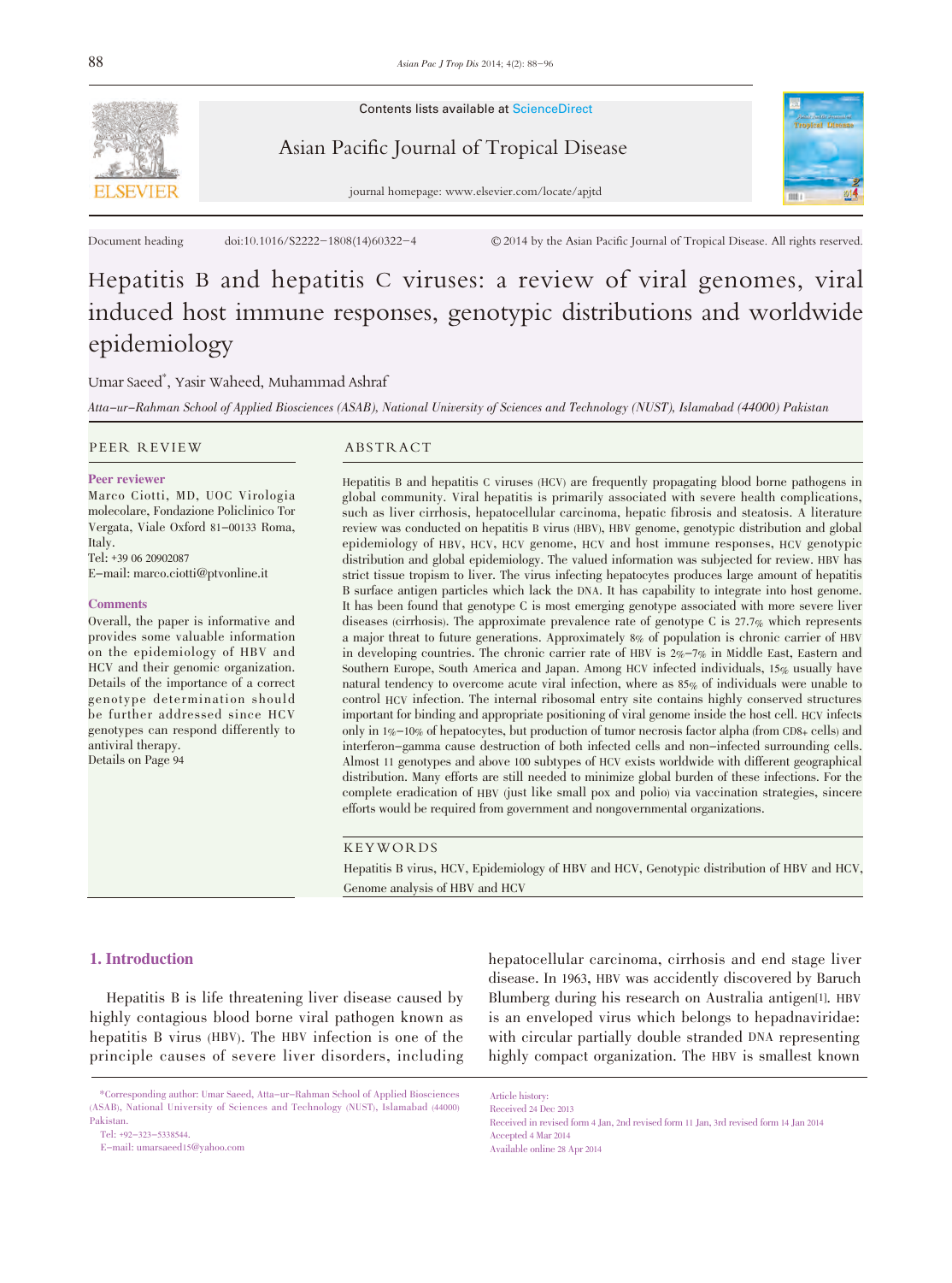Contents lists available at ScienceDirect

Asian Pacific Journal of Tropical Disease

journal homepage: www.elsevier.com/locate/apjtd

Document heading doi:10.1016/S2222-1808(14)60322-4 © 2014 by the Asian Pacific Journal of Tropical Disease. All rights reserved.

# Hepatitis B and hepatitis C viruses: a review of viral genomes, viral induced host immune responses, genotypic distributions and worldwide epidemiology

Umar Saeed*, Yasir Waheed, Muhammad Ashraf

*Atta-ur-Rahman School of Applied Biosciences (ASAB), National University of Sciences and Technology (NUST), Islamabad (44000) Pakistan*

## PEER REVIEW

**Peer reviewer**

Marco Ciotti, MD, UOC Virologia molecolare, Fondazione Policlinico Tor Vergata, Viale Oxford 81-00133 Roma, Italy.
Tel: +39 06 20902087
E-mail: marco.ciotti@ptvonline.it

**Comments**

Overall, the paper is informative and provides some valuable information on the epidemiology of HBV and HCV and their genomic organization. Details of the importance of a correct genotype determination should be further addressed since HCV genotypes can respond differently to antiviral therapy.
Details on Page 94

## ABSTRACT

Hepatitis B and hepatitis C viruses (HCV) are frequently propagating blood borne pathogens in global community. Viral hepatitis is primarily associated with severe health complications, such as liver cirrhosis, hepatocellular carcinoma, hepatic fibrosis and steatosis. A literature review was conducted on hepatitis B virus (HBV), HBV genome, genotypic distribution and global epidemiology of HBV, HCV, HCV genome, HCV and host immune responses, HCV genotypic distribution and global epidemiology. The valued information was subjected for review. HBV has strict tissue tropism to liver. The virus infecting hepatocytes produces large amount of hepatitis B surface antigen particles which lack the DNA. It has capability to integrate into host genome. It has been found that genotype C is most emerging genotype associated with more severe liver diseases (cirrhosis). The approximate prevalence rate of genotype C is 27.7% which represents a major threat to future generations. Approximately 8% of population is chronic carrier of HBV in developing countries. The chronic carrier rate of HBV is 2%-7% in Middle East, Eastern and Southern Europe, South America and Japan. Among HCV infected individuals, 15% usually have natural tendency to overcome acute viral infection, where as 85% of individuals were unable to control HCV infection. The internal ribosomal entry site contains highly conserved structures important for binding and appropriate positioning of viral genome inside the host cell. HCV infects only in 1%-10% of hepatocytes, but production of tumor necrosis factor alpha (from CD8+ cells) and interferon-gamma cause destruction of both infected cells and non-infected surrounding cells. Almost 11 genotypes and above 100 subtypes of HCV exists worldwide with different geographical distribution. Many efforts are still needed to minimize global burden of these infections. For the complete eradication of HBV (just like small pox and polio) via vaccination strategies, sincere efforts would be required from government and nongovernmental organizations.

## KEYWORDS

Hepatitis B virus, HCV, Epidemiology of HBV and HCV, Genotypic distribution of HBV and HCV, Genome analysis of HBV and HCV

## 1. Introduction

Hepatitis B is life threatening liver disease caused by highly contagious blood borne viral pathogen known as hepatitis B virus (HBV). The HBV infection is one of the principle causes of severe liver disorders, including hepatocellular carcinoma, cirrhosis and end stage liver disease. In 1963, HBV was accidently discovered by Baruch Blumberg during his research on Australia antigen[1]. HBV is an enveloped virus which belongs to hepadnaviridae: with circular partially double stranded DNA representing highly compact organization. The HBV is smallest known

*Corresponding author: Umar Saeed, Atta-ur-Rahman School of Applied Biosciences (ASAB), National University of Sciences and Technology (NUST), Islamabad (44000) Pakistan.
Tel: +92-323-5338544.
E-mail: umarsaeed15@yahoo.com

Article history:
Received 24 Dec 2013
Received in revised form 4 Jan, 2nd revised form 11 Jan, 3rd revised form 14 Jan 2014
Accepted 4 Mar 2014
Available online 28 Apr 2014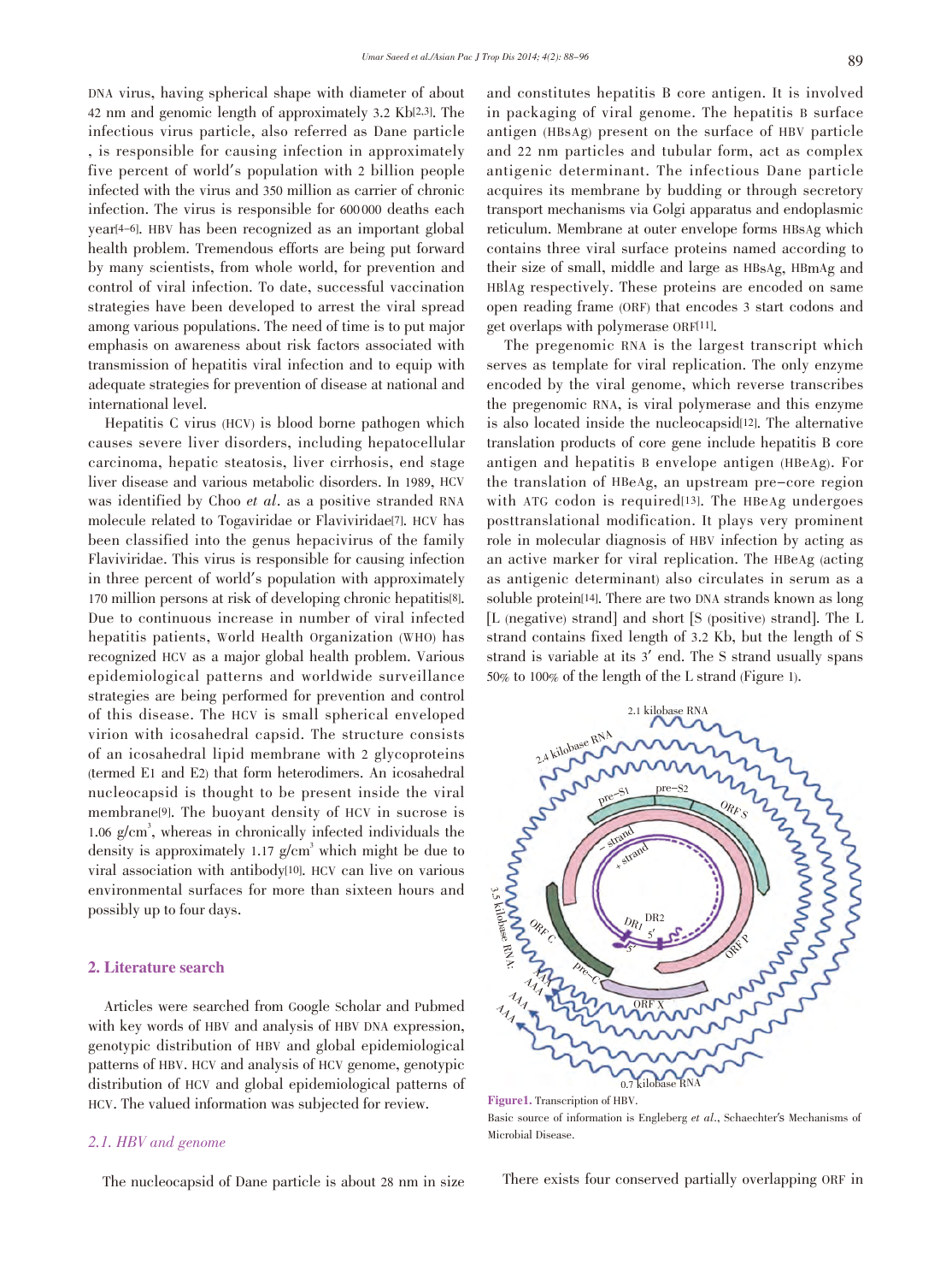DNA virus, having spherical shape with diameter of about 42 nm and genomic length of approximately 3.2 Kb[2,3]. The infectious virus particle, also referred as Dane particle , is responsible for causing infection in approximately five percent of world's population with 2 billion people infected with the virus and 350 million as carrier of chronic infection. The virus is responsible for 600000 deaths each year[4–6]. HBV has been recognized as an important global health problem. Tremendous efforts are being put forward by many scientists, from whole world, for prevention and control of viral infection. To date, successful vaccination strategies have been developed to arrest the viral spread among various populations. The need of time is to put major emphasis on awareness about risk factors associated with transmission of hepatitis viral infection and to equip with adequate strategies for prevention of disease at national and international level.

Hepatitis C virus (HCV) is blood borne pathogen which causes severe liver disorders, including hepatocellular carcinoma, hepatic steatosis, liver cirrhosis, end stage liver disease and various metabolic disorders. In 1989, HCV was identified by Choo *et al*. as a positive stranded RNA molecule related to Togaviridae or Flaviviridae[7]. HCV has been classified into the genus hepacivirus of the family Flaviviridae. This virus is responsible for causing infection in three percent of world's population with approximately 170 million persons at risk of developing chronic hepatitis[8]. Due to continuous increase in number of viral infected hepatitis patients, World Health Organization (WHO) has recognized HCV as a major global health problem. Various epidemiological patterns and worldwide surveillance strategies are being performed for prevention and control of this disease. The HCV is small spherical enveloped virion with icosahedral capsid. The structure consists of an icosahedral lipid membrane with 2 glycoproteins (termed E1 and E2) that form heterodimers. An icosahedral nucleocapsid is thought to be present inside the viral membrane[9]. The buoyant density of HCV in sucrose is 1.06 $g/cm^3$, whereas in chronically infected individuals the density is approximately 1.17 $g/cm^3$ which might be due to viral association with antibody[10]. HCV can live on various environmental surfaces for more than sixteen hours and possibly up to four days.

## 2. Literature search

Articles were searched from Google Scholar and Pubmed with key words of HBV and analysis of HBV DNA expression, genotypic distribution of HBV and global epidemiological patterns of HBV. HCV and analysis of HCV genome, genotypic distribution of HCV and global epidemiological patterns of HCV. The valued information was subjected for review.

### 2.1. HBV and genome

The nucleocapsid of Dane particle is about 28 nm in size and constitutes hepatitis B core antigen. It is involved in packaging of viral genome. The hepatitis B surface antigen (HBsAg) present on the surface of HBV particle and 22 nm particles and tubular form, act as complex antigenic determinant. The infectious Dane particle acquires its membrane by budding or through secretory transport mechanisms via Golgi apparatus and endoplasmic reticulum. Membrane at outer envelope forms HBsAg which contains three viral surface proteins named according to their size of small, middle and large as HBsAg, HBmAg and HBlAg respectively. These proteins are encoded on same open reading frame (ORF) that encodes 3 start codons and get overlaps with polymerase ORF[11].

The pregenomic RNA is the largest transcript which serves as template for viral replication. The only enzyme encoded by the viral genome, which reverse transcribes the pregenomic RNA, is viral polymerase and this enzyme is also located inside the nucleocapsid[12]. The alternative translation products of core gene include hepatitis B core antigen and hepatitis B envelope antigen (HBeAg). For the translation of HBeAg, an upstream pre–core region with ATG codon is required[13]. The HBeAg undergoes posttranslational modification. It plays very prominent role in molecular diagnosis of HBV infection by acting as an active marker for viral replication. The HBeAg (acting as antigenic determinant) also circulates in serum as a soluble protein[14]. There are two DNA strands known as long [L (negative) strand] and short [S (positive) strand]. The L strand contains fixed length of 3.2 Kb, but the length of S strand is variable at its 3′ end. The S strand usually spans 50% to 100% of the length of the L strand (Figure 1).

**Figure1.** Transcription of HBV.

Basic source of information is Engleberg *et al*., Schaechter's Mechanisms of Microbial Disease.

There exists four conserved partially overlapping ORF in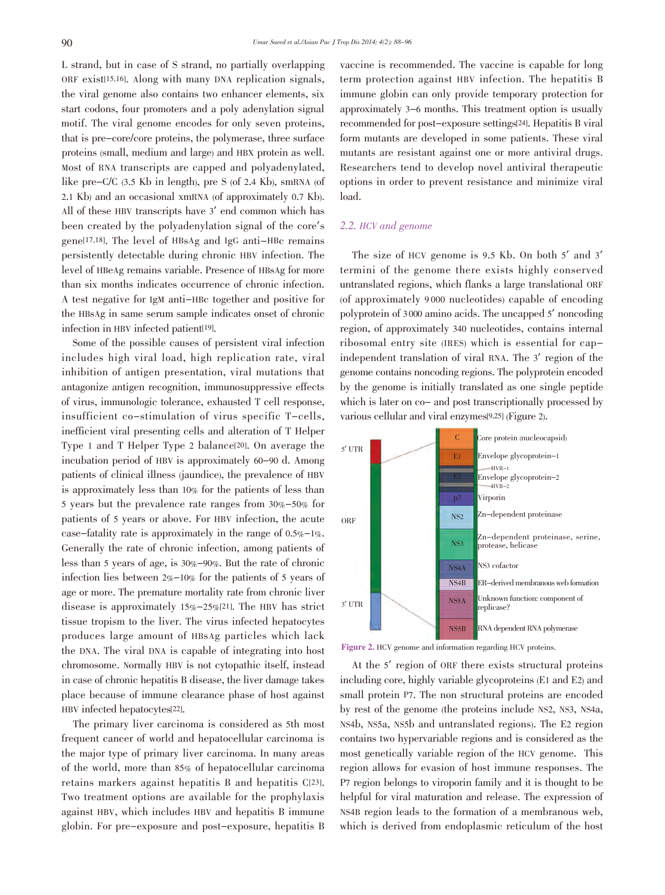L strand, but in case of S strand, no partially overlapping ORF exist[15,16]. Along with many DNA replication signals, the viral genome also contains two enhancer elements, six start codons, four promoters and a poly adenylation signal motif. The viral genome encodes for only seven proteins, that is pre–core/core proteins, the polymerase, three surface proteins (small, medium and large) and HBX protein as well. Most of RNA transcripts are capped and polyadenylated, like pre–C/C (3.5 Kb in length), pre S (of 2.4 Kb), smRNA (of 2.1 Kb) and an occasional xmRNA (of approximately 0.7 Kb). All of these HBV transcripts have 3′ end common which has been created by the polyadenylation signal of the core's gene[17,18]. The level of HBsAg and IgG anti–HBc remains persistently detectable during chronic HBV infection. The level of HBeAg remains variable. Presence of HBsAg for more than six months indicates occurrence of chronic infection. A test negative for IgM anti–HBc together and positive for the HBsAg in same serum sample indicates onset of chronic infection in HBV infected patient[19].

Some of the possible causes of persistent viral infection includes high viral load, high replication rate, viral inhibition of antigen presentation, viral mutations that antagonize antigen recognition, immunosuppressive effects of virus, immunologic tolerance, exhausted T cell response, insufficient co–stimulation of virus specific T–cells, inefficient viral presenting cells and alteration of T Helper Type 1 and T Helper Type 2 balance[20]. On average the incubation period of HBV is approximately 60–90 d. Among patients of clinical illness (jaundice), the prevalence of HBV is approximately less than 10% for the patients of less than 5 years but the prevalence rate ranges from 30%–50% for patients of 5 years or above. For HBV infection, the acute case–fatality rate is approximately in the range of 0.5%–1%. Generally the rate of chronic infection, among patients of less than 5 years of age, is 30%–90%. But the rate of chronic infection lies between 2%–10% for the patients of 5 years of age or more. The premature mortality rate from chronic liver disease is approximately 15%–25%[21]. The HBV has strict tissue tropism to the liver. The virus infected hepatocytes produces large amount of HBsAg particles which lack the DNA. The viral DNA is capable of integrating into host chromosome. Normally HBV is not cytopathic itself, instead in case of chronic hepatitis B disease, the liver damage takes place because of immune clearance phase of host against HBV infected hepatocytes[22].

The primary liver carcinoma is considered as 5th most frequent cancer of world and hepatocellular carcinoma is the major type of primary liver carcinoma. In many areas of the world, more than 85% of hepatocellular carcinoma retains markers against hepatitis B and hepatitis C[23]. Two treatment options are available for the prophylaxis against HBV, which includes HBV and hepatitis B immune globin. For pre–exposure and post–exposure, hepatitis B vaccine is recommended. The vaccine is capable for long term protection against HBV infection. The hepatitis B immune globin can only provide temporary protection for approximately 3–6 months. This treatment option is usually recommended for post–exposure settings[24]. Hepatitis B viral form mutants are developed in some patients. These viral mutants are resistant against one or more antiviral drugs. Researchers tend to develop novel antiviral therapeutic options in order to prevent resistance and minimize viral load.

### 2.2. HCV and genome

The size of HCV genome is 9.5 Kb. On both 5′ and 3′ termini of the genome there exists highly conserved untranslated regions, which flanks a large translational ORF (of approximately 9 000 nucleotides) capable of encoding polyprotein of 3 000 amino acids. The uncapped 5′ noncoding region, of approximately 340 nucleotides, contains internal ribosomal entry site (IRES) which is essential for cap–independent translation of viral RNA. The 3′ region of the genome contains noncoding regions. The polyprotein encoded by the genome is initially translated as one single peptide which is later on co– and post transcriptionally processed by various cellular and viral enzymes[9,25] (Figure 2).

| Region | Protein | Function |
|---|---|---|
| 5′ UTR | C | Core protein (nucleocapsid) |
| ORF | E1 | Envelope glycoprotein–1 |
| | HVR–1 | |
| | E2 | Envelope glycoprotein–2 |
| | HVR–2 | |
| | p7 | Virporin |
| | NS2 | Zn–dependent proteinase |
| | NS3 | Zn–dependent proteinase, serine, protease, helicase |
| | NS4A | NS3 cofactor |
| | NS4B | ER–derived membranous web formation |
| 3′ UTR | NS5A | Unknown function: component of replicase? |
| | NS5B | RNA dependent RNA polymerase |

**Figure 2.** HCV genome and information regarding HCV proteins.

At the 5′ region of ORF there exists structural proteins including core, highly variable glycoproteins (E1 and E2) and small protein P7. The non structural proteins are encoded by rest of the genome (the proteins include NS2, NS3, NS4a, NS4b, NS5a, NS5b and untranslated regions). The E2 region contains two hypervariable regions and is considered as the most genetically variable region of the HCV genome. This region allows for evasion of host immune responses. The P7 region belongs to viroporin family and it is thought to be helpful for viral maturation and release. The expression of NS4B region leads to the formation of a membranous web, which is derived from endoplasmic reticulum of the host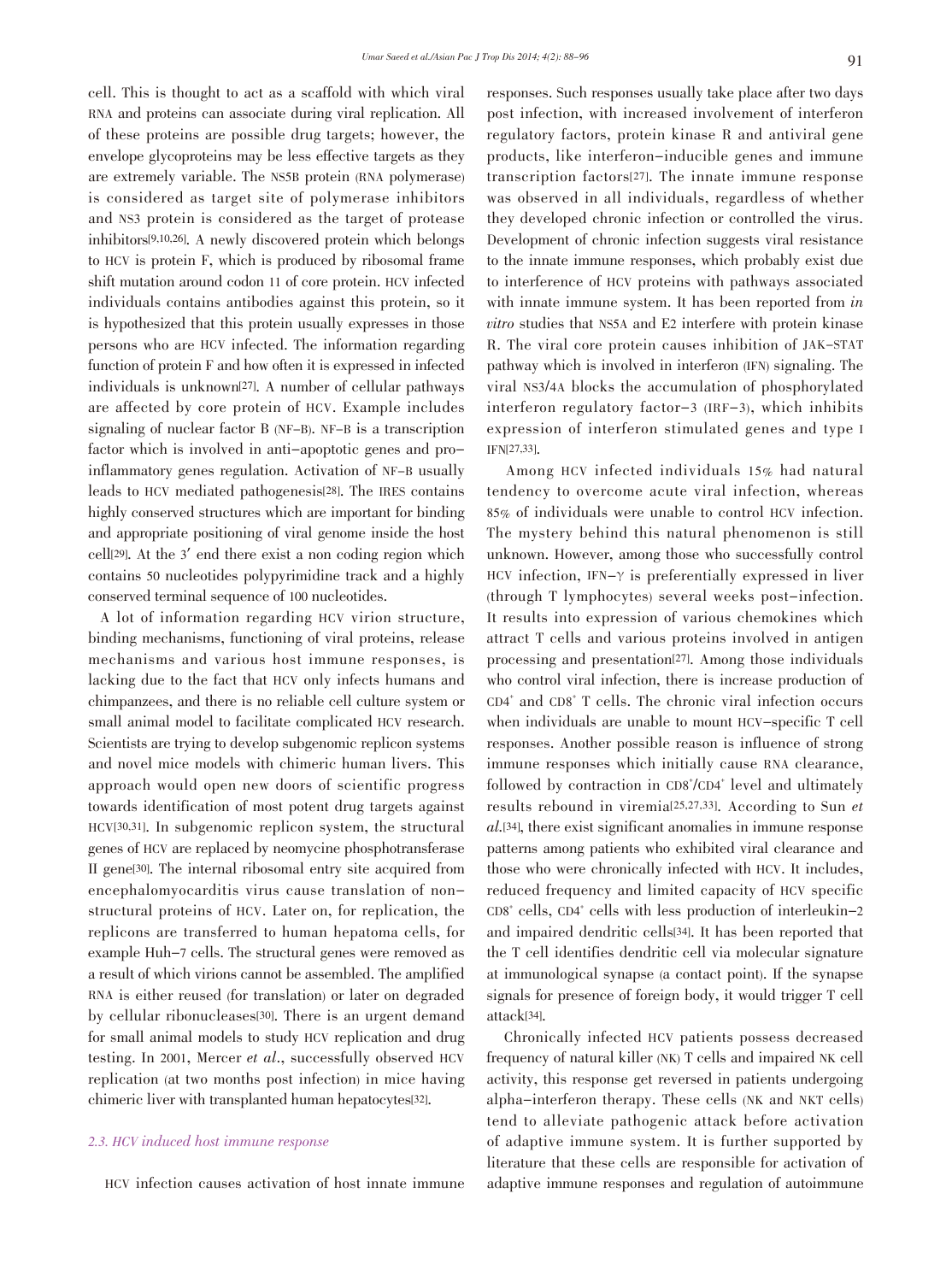cell. This is thought to act as a scaffold with which viral RNA and proteins can associate during viral replication. All of these proteins are possible drug targets; however, the envelope glycoproteins may be less effective targets as they are extremely variable. The NS5B protein (RNA polymerase) is considered as target site of polymerase inhibitors and NS3 protein is considered as the target of protease inhibitors[9,10,26]. A newly discovered protein which belongs to HCV is protein F, which is produced by ribosomal frame shift mutation around codon 11 of core protein. HCV infected individuals contains antibodies against this protein, so it is hypothesized that this protein usually expresses in those persons who are HCV infected. The information regarding function of protein F and how often it is expressed in infected individuals is unknown[27]. A number of cellular pathways are affected by core protein of HCV. Example includes signaling of nuclear factor B (NF-B). NF-B is a transcription factor which is involved in anti-apoptotic genes and pro-inflammatory genes regulation. Activation of NF-B usually leads to HCV mediated pathogenesis[28]. The IRES contains highly conserved structures which are important for binding and appropriate positioning of viral genome inside the host cell[29]. At the 3′ end there exist a non coding region which contains 50 nucleotides polypyrimidine track and a highly conserved terminal sequence of 100 nucleotides.

A lot of information regarding HCV virion structure, binding mechanisms, functioning of viral proteins, release mechanisms and various host immune responses, is lacking due to the fact that HCV only infects humans and chimpanzees, and there is no reliable cell culture system or small animal model to facilitate complicated HCV research. Scientists are trying to develop subgenomic replicon systems and novel mice models with chimeric human livers. This approach would open new doors of scientific progress towards identification of most potent drug targets against HCV[30,31]. In subgenomic replicon system, the structural genes of HCV are replaced by neomycine phosphotransferase II gene[30]. The internal ribosomal entry site acquired from encephalomyocarditis virus cause translation of non-structural proteins of HCV. Later on, for replication, the replicons are transferred to human hepatoma cells, for example Huh-7 cells. The structural genes were removed as a result of which virions cannot be assembled. The amplified RNA is either reused (for translation) or later on degraded by cellular ribonucleases[30]. There is an urgent demand for small animal models to study HCV replication and drug testing. In 2001, Mercer *et al*., successfully observed HCV replication (at two months post infection) in mice having chimeric liver with transplanted human hepatocytes[32].

### *2.3. HCV induced host immune response*

HCV infection causes activation of host innate immune responses. Such responses usually take place after two days post infection, with increased involvement of interferon regulatory factors, protein kinase R and antiviral gene products, like interferon-inducible genes and immune transcription factors[27]. The innate immune response was observed in all individuals, regardless of whether they developed chronic infection or controlled the virus. Development of chronic infection suggests viral resistance to the innate immune responses, which probably exist due to interference of HCV proteins with pathways associated with innate immune system. It has been reported from *in vitro* studies that NS5A and E2 interfere with protein kinase R. The viral core protein causes inhibition of JAK-STAT pathway which is involved in interferon (IFN) signaling. The viral NS3/4A blocks the accumulation of phosphorylated interferon regulatory factor-3 (IRF-3), which inhibits expression of interferon stimulated genes and type I IFN[27,33].

Among HCV infected individuals 15% had natural tendency to overcome acute viral infection, whereas 85% of individuals were unable to control HCV infection. The mystery behind this natural phenomenon is still unknown. However, among those who successfully control HCV infection, IFN-$\gamma$ is preferentially expressed in liver (through T lymphocytes) several weeks post-infection. It results into expression of various chemokines which attract T cells and various proteins involved in antigen processing and presentation[27]. Among those individuals who control viral infection, there is increase production of $CD4^+$ and $CD8^+$ T cells. The chronic viral infection occurs when individuals are unable to mount HCV-specific T cell responses. Another possible reason is influence of strong immune responses which initially cause RNA clearance, followed by contraction in $CD8^+$/$CD4^+$ level and ultimately results rebound in viremia[25,27,33]. According to Sun *et al*.[34], there exist significant anomalies in immune response patterns among patients who exhibited viral clearance and those who were chronically infected with HCV. It includes, reduced frequency and limited capacity of HCV specific $CD8^+$ cells, $CD4^+$ cells with less production of interleukin-2 and impaired dendritic cells[34]. It has been reported that the T cell identifies dendritic cell via molecular signature at immunological synapse (a contact point). If the synapse signals for presence of foreign body, it would trigger T cell attack[34].

Chronically infected HCV patients possess decreased frequency of natural killer (NK) T cells and impaired NK cell activity, this response get reversed in patients undergoing alpha-interferon therapy. These cells (NK and NKT cells) tend to alleviate pathogenic attack before activation of adaptive immune system. It is further supported by literature that these cells are responsible for activation of adaptive immune responses and regulation of autoimmune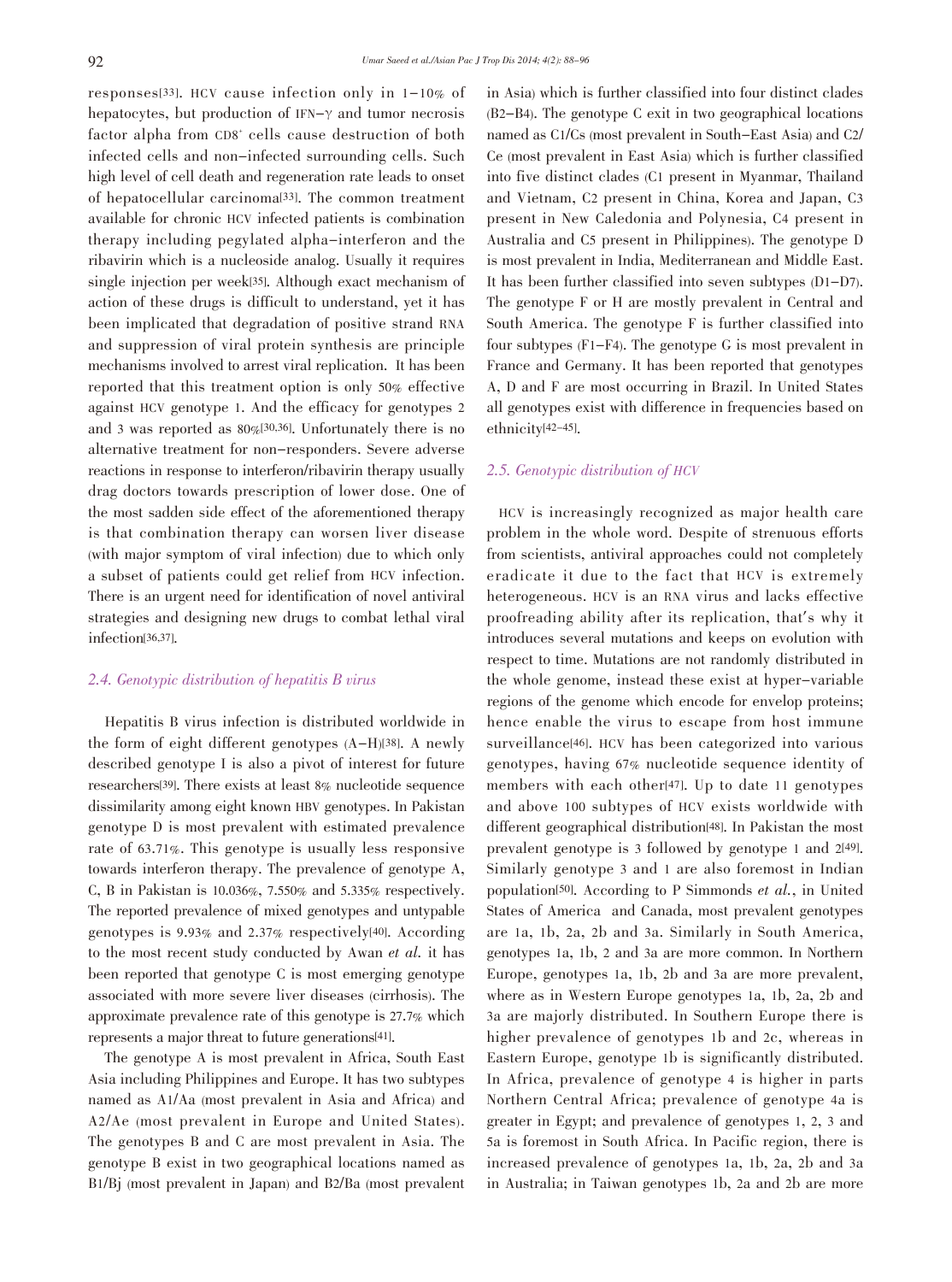responses[33]. HCV cause infection only in 1–10% of hepatocytes, but production of IFN-$\gamma$ and tumor necrosis factor alpha from $CD8^+$ cells cause destruction of both infected cells and non-infected surrounding cells. Such high level of cell death and regeneration rate leads to onset of hepatocellular carcinoma[33]. The common treatment available for chronic HCV infected patients is combination therapy including pegylated alpha-interferon and the ribavirin which is a nucleoside analog. Usually it requires single injection per week[35]. Although exact mechanism of action of these drugs is difficult to understand, yet it has been implicated that degradation of positive strand RNA and suppression of viral protein synthesis are principle mechanisms involved to arrest viral replication. It has been reported that this treatment option is only 50% effective against HCV genotype 1. And the efficacy for genotypes 2 and 3 was reported as 80%[30,36]. Unfortunately there is no alternative treatment for non-responders. Severe adverse reactions in response to interferon/ribavirin therapy usually drag doctors towards prescription of lower dose. One of the most sadden side effect of the aforementioned therapy is that combination therapy can worsen liver disease (with major symptom of viral infection) due to which only a subset of patients could get relief from HCV infection. There is an urgent need for identification of novel antiviral strategies and designing new drugs to combat lethal viral infection[36,37].

### *2.4. Genotypic distribution of hepatitis B virus*

Hepatitis B virus infection is distributed worldwide in the form of eight different genotypes (A–H)[38]. A newly described genotype I is also a pivot of interest for future researchers[39]. There exists at least 8% nucleotide sequence dissimilarity among eight known HBV genotypes. In Pakistan genotype D is most prevalent with estimated prevalence rate of 63.71%. This genotype is usually less responsive towards interferon therapy. The prevalence of genotype A, C, B in Pakistan is 10.036%, 7.550% and 5.335% respectively. The reported prevalence of mixed genotypes and untypable genotypes is 9.93% and 2.37% respectively[40]. According to the most recent study conducted by Awan *et al.* it has been reported that genotype C is most emerging genotype associated with more severe liver diseases (cirrhosis). The approximate prevalence rate of this genotype is 27.7% which represents a major threat to future generations[41].

The genotype A is most prevalent in Africa, South East Asia including Philippines and Europe. It has two subtypes named as A1/Aa (most prevalent in Asia and Africa) and A2/Ae (most prevalent in Europe and United States). The genotypes B and C are most prevalent in Asia. The genotype B exist in two geographical locations named as B1/Bj (most prevalent in Japan) and B2/Ba (most prevalent in Asia) which is further classified into four distinct clades (B2–B4). The genotype C exit in two geographical locations named as C1/Cs (most prevalent in South-East Asia) and C2/Ce (most prevalent in East Asia) which is further classified into five distinct clades (C1 present in Myanmar, Thailand and Vietnam, C2 present in China, Korea and Japan, C3 present in New Caledonia and Polynesia, C4 present in Australia and C5 present in Philippines). The genotype D is most prevalent in India, Mediterranean and Middle East. It has been further classified into seven subtypes (D1–D7). The genotype F or H are mostly prevalent in Central and South America. The genotype F is further classified into four subtypes (F1–F4). The genotype G is most prevalent in France and Germany. It has been reported that genotypes A, D and F are most occurring in Brazil. In United States all genotypes exist with difference in frequencies based on ethnicity[42–45].

### *2.5. Genotypic distribution of HCV*

HCV is increasingly recognized as major health care problem in the whole word. Despite of strenuous efforts from scientists, antiviral approaches could not completely eradicate it due to the fact that HCV is extremely heterogeneous. HCV is an RNA virus and lacks effective proofreading ability after its replication, that's why it introduces several mutations and keeps on evolution with respect to time. Mutations are not randomly distributed in the whole genome, instead these exist at hyper-variable regions of the genome which encode for envelop proteins; hence enable the virus to escape from host immune surveillance[46]. HCV has been categorized into various genotypes, having 67% nucleotide sequence identity of members with each other[47]. Up to date 11 genotypes and above 100 subtypes of HCV exists worldwide with different geographical distribution[48]. In Pakistan the most prevalent genotype is 3 followed by genotype 1 and 2[49]. Similarly genotype 3 and 1 are also foremost in Indian population[50]. According to P Simmonds *et al.*, in United States of America and Canada, most prevalent genotypes are 1a, 1b, 2a, 2b and 3a. Similarly in South America, genotypes 1a, 1b, 2 and 3a are more common. In Northern Europe, genotypes 1a, 1b, 2b and 3a are more prevalent, where as in Western Europe genotypes 1a, 1b, 2a, 2b and 3a are majorly distributed. In Southern Europe there is higher prevalence of genotypes 1b and 2c, whereas in Eastern Europe, genotype 1b is significantly distributed. In Africa, prevalence of genotype 4 is higher in parts Northern Central Africa; prevalence of genotype 4a is greater in Egypt; and prevalence of genotypes 1, 2, 3 and 5a is foremost in South Africa. In Pacific region, there is increased prevalence of genotypes 1a, 1b, 2a, 2b and 3a in Australia; in Taiwan genotypes 1b, 2a and 2b are more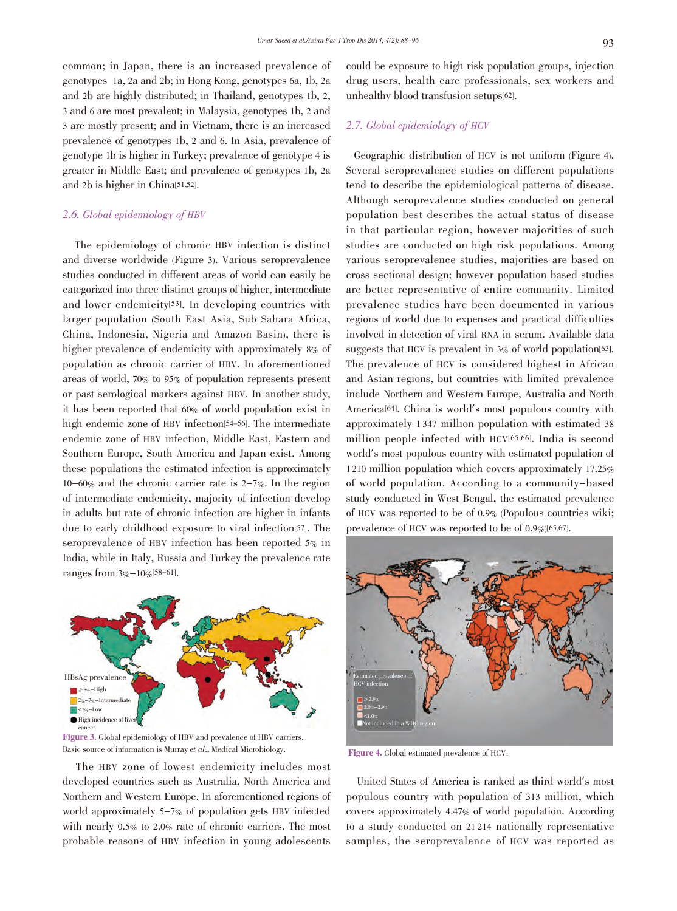common; in Japan, there is an increased prevalence of genotypes 1a, 2a and 2b; in Hong Kong, genotypes 6a, 1b, 2a and 2b are highly distributed; in Thailand, genotypes 1b, 2, 3 and 6 are most prevalent; in Malaysia, genotypes 1b, 2 and 3 are mostly present; and in Vietnam, there is an increased prevalence of genotypes 1b, 2 and 6. In Asia, prevalence of genotype 1b is higher in Turkey; prevalence of genotype 4 is greater in Middle East; and prevalence of genotypes 1b, 2a and 2b is higher in China[51,52].

## *2.6. Global epidemiology of HBV*

The epidemiology of chronic HBV infection is distinct and diverse worldwide (Figure 3). Various seroprevalence studies conducted in different areas of world can easily be categorized into three distinct groups of higher, intermediate and lower endemicity[53]. In developing countries with larger population (South East Asia, Sub Sahara Africa, China, Indonesia, Nigeria and Amazon Basin), there is higher prevalence of endemicity with approximately 8% of population as chronic carrier of HBV. In aforementioned areas of world, 70% to 95% of population represents present or past serological markers against HBV. In another study, it has been reported that 60% of world population exist in high endemic zone of HBV infection[54–56]. The intermediate endemic zone of HBV infection, Middle East, Eastern and Southern Europe, South America and Japan exist. Among these populations the estimated infection is approximately 10–60% and the chronic carrier rate is 2–7%. In the region of intermediate endemicity, majority of infection develop in adults but rate of chronic infection are higher in infants due to early childhood exposure to viral infection[57]. The seroprevalence of HBV infection has been reported 5% in India, while in Italy, Russia and Turkey the prevalence rate ranges from 3%–10%[58–61].

HBsAg prevalence
≥8%–High
2%–7%–Intermediate
<2%–Low
High incidence of liver cancer

**Figure 3.** Global epidemiology of HBV and prevalence of HBV carriers. Basic source of information is Murray *et al*., Medical Microbiology.

The HBV zone of lowest endemicity includes most developed countries such as Australia, North America and Northern and Western Europe. In aforementioned regions of world approximately 5–7% of population gets HBV infected with nearly 0.5% to 2.0% rate of chronic carriers. The most probable reasons of HBV infection in young adolescents could be exposure to high risk population groups, injection drug users, health care professionals, sex workers and unhealthy blood transfusion setups[62].

## *2.7. Global epidemiology of HCV*

Geographic distribution of HCV is not uniform (Figure 4). Several seroprevalence studies on different populations tend to describe the epidemiological patterns of disease. Although seroprevalence studies conducted on general population best describes the actual status of disease in that particular region, however majorities of such studies are conducted on high risk populations. Among various seroprevalence studies, majorities are based on cross sectional design; however population based studies are better representative of entire community. Limited prevalence studies have been documented in various regions of world due to expenses and practical difficulties involved in detection of viral RNA in serum. Available data suggests that HCV is prevalent in 3% of world population[63]. The prevalence of HCV is considered highest in African and Asian regions, but countries with limited prevalence include Northern and Western Europe, Australia and North America[64]. China is world's most populous country with approximately 1 347 million population with estimated 38 million people infected with HCV[65,66]. India is second world's most populous country with estimated population of 1 210 million population which covers approximately 17.25% of world population. According to a community-based study conducted in West Bengal, the estimated prevalence of HCV was reported to be of 0.9% (Populous countries wiki; prevalence of HCV was reported to be of 0.9%)[65,67].

Estimated prevalence of HCV infection
> 2.9%
2.0%–2.9%
<1.0%
Not included in a WHO region

**Figure 4.** Global estimated prevalence of HCV.

United States of America is ranked as third world's most populous country with population of 313 million, which covers approximately 4.47% of world population. According to a study conducted on 21 214 nationally representative samples, the seroprevalence of HCV was reported as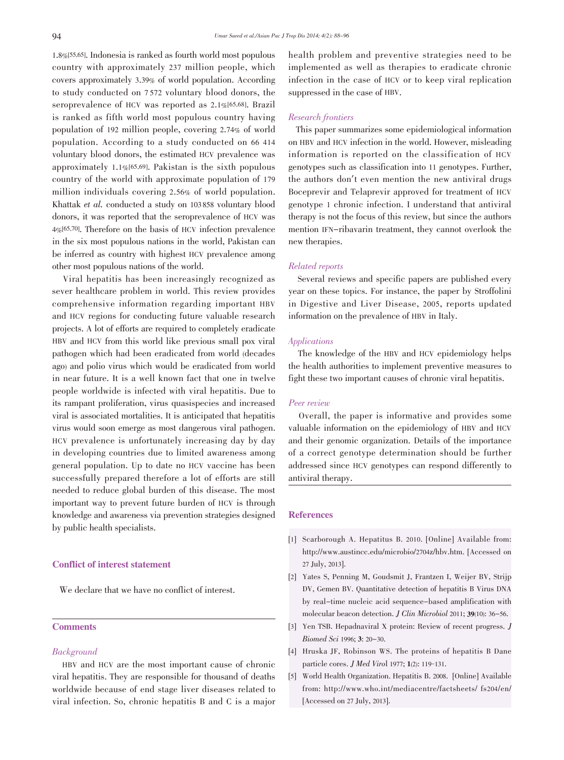1.8%[55,65]. Indonesia is ranked as fourth world most populous country with approximately 237 million people, which covers approximately 3.39% of world population. According to study conducted on 7 572 voluntary blood donors, the seroprevalence of HCV was reported as 2.1%[65,68]. Brazil is ranked as fifth world most populous country having population of 192 million people, covering 2.74% of world population. According to a study conducted on 66 414 voluntary blood donors, the estimated HCV prevalence was approximately 1.1%[65,69]. Pakistan is the sixth populous country of the world with approximate population of 179 million individuals covering 2.56% of world population. Khattak *et al.* conducted a study on 103 858 voluntary blood donors, it was reported that the seroprevalence of HCV was 4%[65,70]. Therefore on the basis of HCV infection prevalence in the six most populous nations in the world, Pakistan can be inferred as country with highest HCV prevalence among other most populous nations of the world.

Viral hepatitis has been increasingly recognized as sever healthcare problem in world. This review provides comprehensive information regarding important HBV and HCV regions for conducting future valuable research projects. A lot of efforts are required to completely eradicate HBV and HCV from this world like previous small pox viral pathogen which had been eradicated from world (decades ago) and polio virus which would be eradicated from world in near future. It is a well known fact that one in twelve people worldwide is infected with viral hepatitis. Due to its rampant proliferation, virus quasispecies and increased viral is associated mortalities. It is anticipated that hepatitis virus would soon emerge as most dangerous viral pathogen. HCV prevalence is unfortunately increasing day by day in developing countries due to limited awareness among general population. Up to date no HCV vaccine has been successfully prepared therefore a lot of efforts are still needed to reduce global burden of this disease. The most important way to prevent future burden of HCV is through knowledge and awareness via prevention strategies designed by public health specialists.

## Conflict of interest statement

We declare that we have no conflict of interest.

## Comments

### *Background*

HBV and HCV are the most important cause of chronic viral hepatitis. They are responsible for thousand of deaths worldwide because of end stage liver diseases related to viral infection. So, chronic hepatitis B and C is a major health problem and preventive strategies need to be implemented as well as therapies to eradicate chronic infection in the case of HCV or to keep viral replication suppressed in the case of HBV.

### *Research frontiers*

This paper summarizes some epidemiological information on HBV and HCV infection in the world. However, misleading information is reported on the classification of HCV genotypes such as classification into 11 genotypes. Further, the authors don't even mention the new antiviral drugs Boceprevir and Telaprevir approved for treatment of HCV genotype 1 chronic infection. I understand that antiviral therapy is not the focus of this review, but since the authors mention IFN-ribavarin treatment, they cannot overlook the new therapies.

### *Related reports*

Several reviews and specific papers are published every year on these topics. For instance, the paper by Stroffolini in Digestive and Liver Disease, 2005, reports updated information on the prevalence of HBV in Italy.

### *Applications*

The knowledge of the HBV and HCV epidemiology helps the health authorities to implement preventive measures to fight these two important causes of chronic viral hepatitis.

### *Peer review*

Overall, the paper is informative and provides some valuable information on the epidemiology of HBV and HCV and their genomic organization. Details of the importance of a correct genotype determination should be further addressed since HCV genotypes can respond differently to antiviral therapy.

## References

[1] Scarborough A. Hepatitus B. 2010. [Online] Available from: http://www.austincc.edu/microbio/2704z/hbv.htm. [Accessed on 27 July, 2013].

[2] Yates S, Penning M, Goudsmit J, Frantzen I, Weijer BV, Strijp DV, Gemen BV. Quantitative detection of hepatitis B Virus DNA by real-time nucleic acid sequence-based amplification with molecular beacon detection. *J Clin Microbiol* 2011; **39**(10): 36-56.

[3] Yen TSB. Hepadnaviral X protein: Review of recent progress. *J Biomed Sci* 1996; **3**: 20-30.

[4] Hruska JF, Robinson WS. The proteins of hepatitis B Dane particle cores. *J Med Virol* 1977; **1**(2): 119-131.

[5] World Health Organization. Hepatitis B. 2008. [Online] Available from: http://www.who.int/mediacentre/factsheets/ fs204/en/ [Accessed on 27 July, 2013].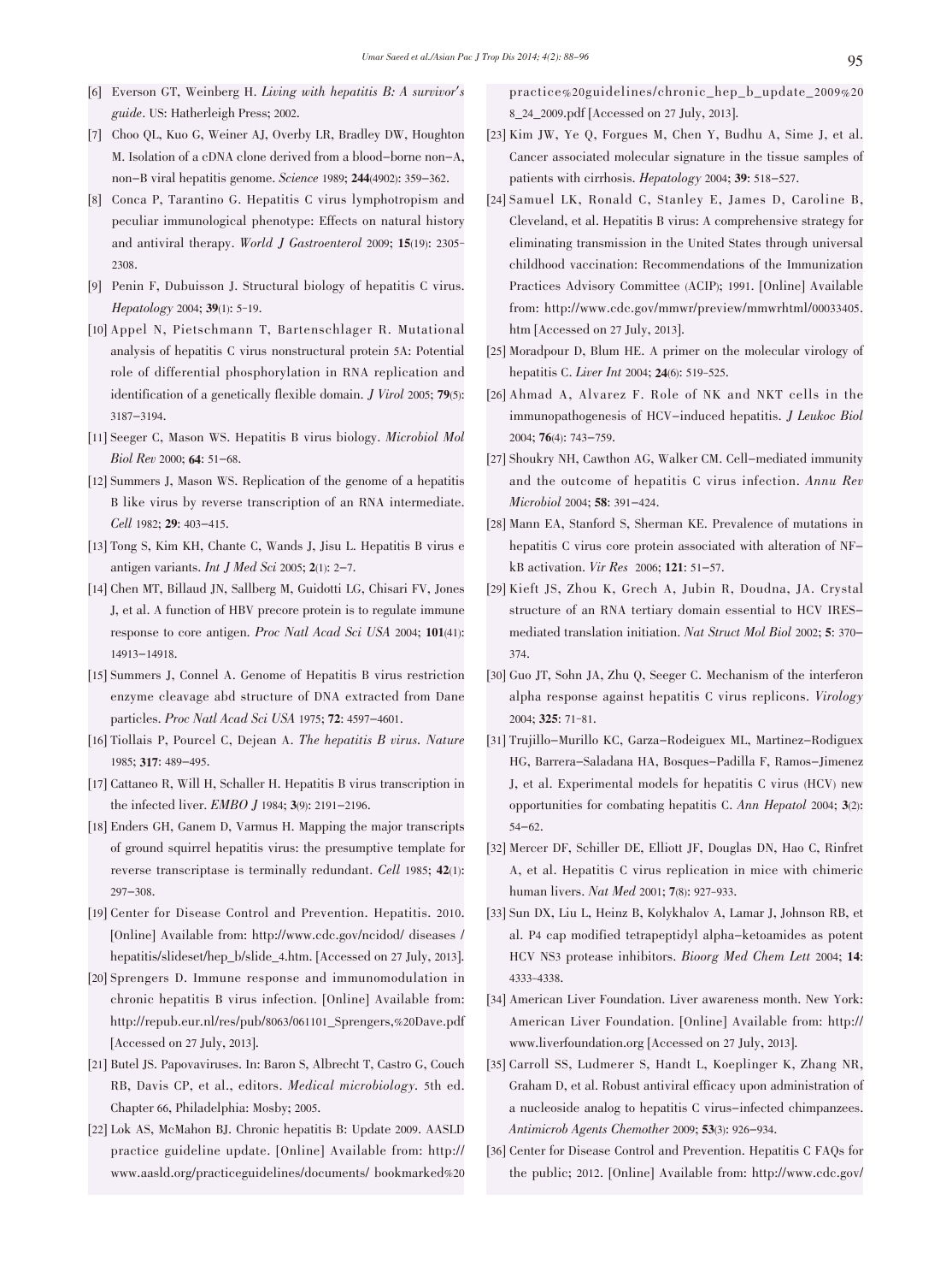[6] Everson GT, Weinberg H. *Living with hepatitis B: A survivor's guide*. US: Hatherleigh Press; 2002.

[7] Choo QL, Kuo G, Weiner AJ, Overby LR, Bradley DW, Houghton M. Isolation of a cDNA clone derived from a blood–borne non–A, non–B viral hepatitis genome. *Science* 1989; **244**(4902): 359–362.

[8] Conca P, Tarantino G. Hepatitis C virus lymphotropism and peculiar immunological phenotype: Effects on natural history and antiviral therapy. *World J Gastroenterol* 2009; **15**(19): 2305-2308.

[9] Penin F, Dubuisson J. Structural biology of hepatitis C virus. *Hepatology* 2004; **39**(1): 5-19.

[10] Appel N, Pietschmann T, Bartenschlager R. Mutational analysis of hepatitis C virus nonstructural protein 5A: Potential role of differential phosphorylation in RNA replication and identification of a genetically flexible domain. *J Virol* 2005; **79**(5): 3187–3194.

[11] Seeger C, Mason WS. Hepatitis B virus biology. *Microbiol Mol Biol Rev* 2000; **64**: 51–68.

[12] Summers J, Mason WS. Replication of the genome of a hepatitis B like virus by reverse transcription of an RNA intermediate. *Cell* 1982; **29**: 403–415.

[13] Tong S, Kim KH, Chante C, Wands J, Jisu L. Hepatitis B virus e antigen variants. *Int J Med Sci* 2005; **2**(1): 2–7.

[14] Chen MT, Billaud JN, Sallberg M, Guidotti LG, Chisari FV, Jones J, et al. A function of HBV precore protein is to regulate immune response to core antigen. *Proc Natl Acad Sci USA* 2004; **101**(41): 14913–14918.

[15] Summers J, Connel A. Genome of Hepatitis B virus restriction enzyme cleavage abd structure of DNA extracted from Dane particles. *Proc Natl Acad Sci USA* 1975; **72**: 4597–4601.

[16] Tiollais P, Pourcel C, Dejean A. *The hepatitis B virus. Nature* 1985; **317**: 489–495.

[17] Cattaneo R, Will H, Schaller H. Hepatitis B virus transcription in the infected liver. *EMBO J* 1984; **3**(9): 2191–2196.

[18] Enders GH, Ganem D, Varmus H. Mapping the major transcripts of ground squirrel hepatitis virus: the presumptive template for reverse transcriptase is terminally redundant. *Cell* 1985; **42**(1): 297–308.

[19] Center for Disease Control and Prevention. Hepatitis. 2010. [Online] Available from: http://www.cdc.gov/ncidod/ diseases / hepatitis/slideset/hep_b/slide_4.htm. [Accessed on 27 July, 2013].

[20] Sprengers D. Immune response and immunomodulation in chronic hepatitis B virus infection. [Online] Available from: http://repub.eur.nl/res/pub/8063/061101_Sprengers,%20Dave.pdf [Accessed on 27 July, 2013].

[21] Butel JS. Papovaviruses. In: Baron S, Albrecht T, Castro G, Couch RB, Davis CP, et al., editors. *Medical microbiology*. 5th ed. Chapter 66, Philadelphia: Mosby; 2005.

[22] Lok AS, McMahon BJ. Chronic hepatitis B: Update 2009. AASLD practice guideline update. [Online] Available from: http://www.aasld.org/practiceguidelines/documents/ bookmarked%20practice%20guidelines/chronic_hep_b_update_2009%208_24_2009.pdf [Accessed on 27 July, 2013].

[23] Kim JW, Ye Q, Forgues M, Chen Y, Budhu A, Sime J, et al. Cancer associated molecular signature in the tissue samples of patients with cirrhosis. *Hepatology* 2004; **39**: 518–527.

[24] Samuel LK, Ronald C, Stanley E, James D, Caroline B, Cleveland, et al. Hepatitis B virus: A comprehensive strategy for eliminating transmission in the United States through universal childhood vaccination: Recommendations of the Immunization Practices Advisory Committee (ACIP); 1991. [Online] Available from: http://www.cdc.gov/mmwr/preview/mmwrhtml/00033405.htm [Accessed on 27 July, 2013].

[25] Moradpour D, Blum HE. A primer on the molecular virology of hepatitis C. *Liver Int* 2004; **24**(6): 519-525.

[26] Ahmad A, Alvarez F. Role of NK and NKT cells in the immunopathogenesis of HCV–induced hepatitis. *J Leukoc Biol* 2004; **76**(4): 743–759.

[27] Shoukry NH, Cawthon AG, Walker CM. Cell–mediated immunity and the outcome of hepatitis C virus infection. *Annu Rev Microbiol* 2004; **58**: 391–424.

[28] Mann EA, Stanford S, Sherman KE. Prevalence of mutations in hepatitis C virus core protein associated with alteration of NF–kB activation. *Vir Res* 2006; **121**: 51–57.

[29] Kieft JS, Zhou K, Grech A, Jubin R, Doudna, JA. Crystal structure of an RNA tertiary domain essential to HCV IRES–mediated translation initiation. *Nat Struct Mol Biol* 2002; **5**: 370–374.

[30] Guo JT, Sohn JA, Zhu Q, Seeger C. Mechanism of the interferon alpha response against hepatitis C virus replicons. *Virology* 2004; **325**: 71–81.

[31] Trujillo–Murillo KC, Garza–Rodeiguex ML, Martinez–Rodiguex HG, Barrera–Saladana HA, Bosques–Padilla F, Ramos–Jimenez J, et al. Experimental models for hepatitis C virus (HCV) new opportunities for combating hepatitis C. *Ann Hepatol* 2004; **3**(2): 54–62.

[32] Mercer DF, Schiller DE, Elliott JF, Douglas DN, Hao C, Rinfret A, et al. Hepatitis C virus replication in mice with chimeric human livers. *Nat Med* 2001; **7**(8): 927-933.

[33] Sun DX, Liu L, Heinz B, Kolykhalov A, Lamar J, Johnson RB, et al. P4 cap modified tetrapeptidyl alpha–ketoamides as potent HCV NS3 protease inhibitors. *Bioorg Med Chem Lett* 2004; **14**: 4333-4338.

[34] American Liver Foundation. Liver awareness month. New York: American Liver Foundation. [Online] Available from: http://www.liverfoundation.org [Accessed on 27 July, 2013].

[35] Carroll SS, Ludmerer S, Handt L, Koeplinger K, Zhang NR, Graham D, et al. Robust antiviral efficacy upon administration of a nucleoside analog to hepatitis C virus–infected chimpanzees. *Antimicrob Agents Chemother* 2009; **53**(3): 926–934.

[36] Center for Disease Control and Prevention. Hepatitis C FAQs for the public; 2012. [Online] Available from: http://www.cdc.gov/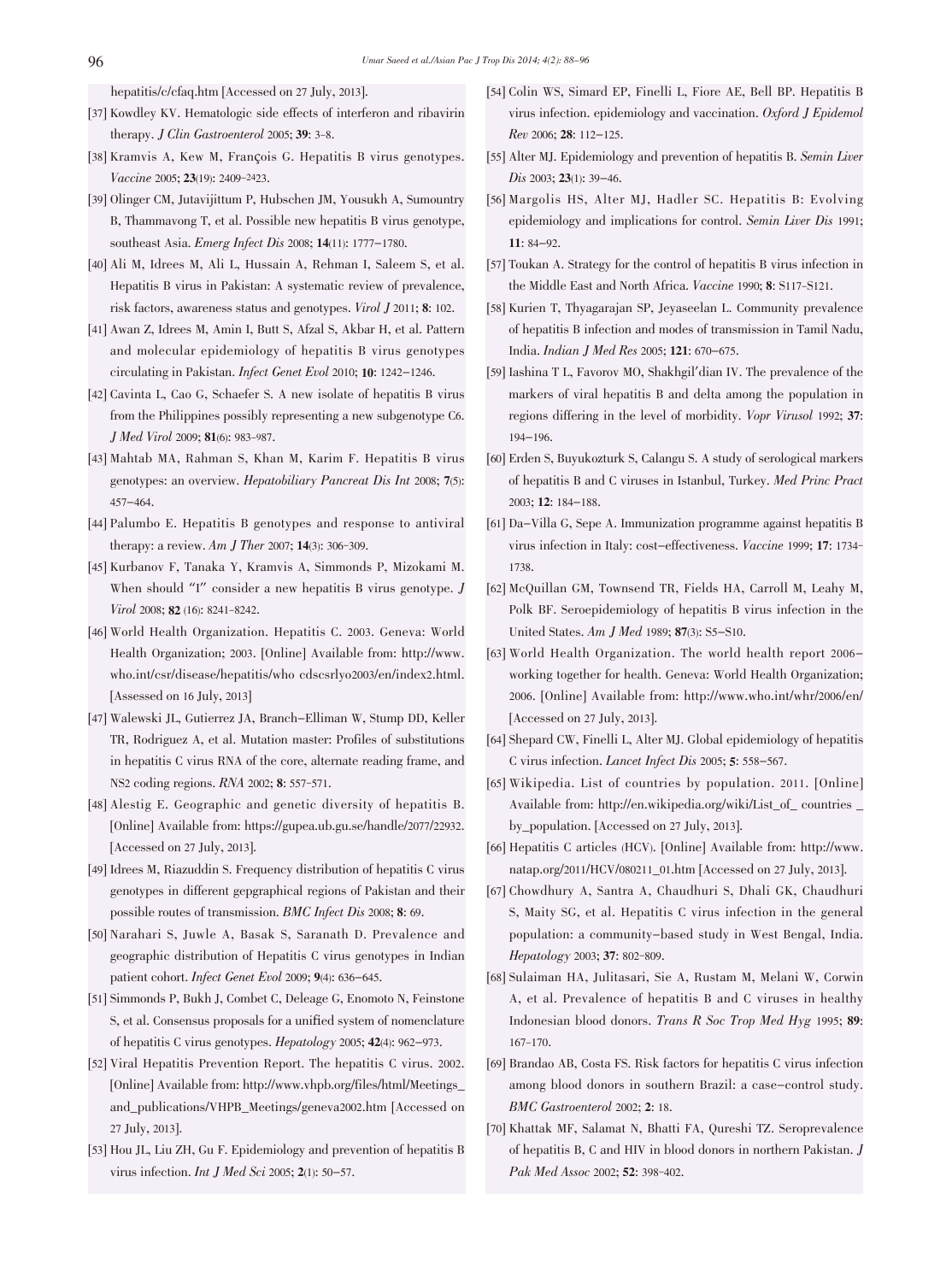hepatitis/c/cfaq.htm [Accessed on 27 July, 2013].

[37] Kowdley KV. Hematologic side effects of interferon and ribavirin therapy. *J Clin Gastroenterol* 2005; **39**: 3-8.

[38] Kramvis A, Kew M, François G. Hepatitis B virus genotypes. *Vaccine* 2005; **23**(19): 2409-2423.

[39] Olinger CM, Jutavijittum P, Hubschen JM, Yousukh A, Sumountry B, Thammavong T, et al. Possible new hepatitis B virus genotype, southeast Asia. *Emerg Infect Dis* 2008; **14**(11): 1777-1780.

[40] Ali M, Idrees M, Ali L, Hussain A, Rehman I, Saleem S, et al. Hepatitis B virus in Pakistan: A systematic review of prevalence, risk factors, awareness status and genotypes. *Virol J* 2011; **8**: 102.

[41] Awan Z, Idrees M, Amin I, Butt S, Afzal S, Akbar H, et al. Pattern and molecular epidemiology of hepatitis B virus genotypes circulating in Pakistan. *Infect Genet Evol* 2010; **10**: 1242-1246.

[42] Cavinta L, Cao G, Schaefer S. A new isolate of hepatitis B virus from the Philippines possibly representing a new subgenotype C6. *J Med Virol* 2009; **81**(6): 983-987.

[43] Mahtab MA, Rahman S, Khan M, Karim F. Hepatitis B virus genotypes: an overview. *Hepatobiliary Pancreat Dis Int* 2008; **7**(5): 457-464.

[44] Palumbo E. Hepatitis B genotypes and response to antiviral therapy: a review. *Am J Ther* 2007; **14**(3): 306-309.

[45] Kurbanov F, Tanaka Y, Kramvis A, Simmonds P, Mizokami M. When should "I" consider a new hepatitis B virus genotype. *J Virol* 2008; **82** (16): 8241-8242.

[46] World Health Organization. Hepatitis C. 2003. Geneva: World Health Organization; 2003. [Online] Available from: http://www.who.int/csr/disease/hepatitis/who cdscsrlyo2003/en/index2.html. [Assessed on 16 July, 2013]

[47] Walewski JL, Gutierrez JA, Branch-Elliman W, Stump DD, Keller TR, Rodriguez A, et al. Mutation master: Profiles of substitutions in hepatitis C virus RNA of the core, alternate reading frame, and NS2 coding regions. *RNA* 2002; **8**: 557-571.

[48] Alestig E. Geographic and genetic diversity of hepatitis B. [Online] Available from: https://gupea.ub.gu.se/handle/2077/22932. [Accessed on 27 July, 2013].

[49] Idrees M, Riazuddin S. Frequency distribution of hepatitis C virus genotypes in different gepgraphical regions of Pakistan and their possible routes of transmission. *BMC Infect Dis* 2008; **8**: 69.

[50] Narahari S, Juwle A, Basak S, Saranath D. Prevalence and geographic distribution of Hepatitis C virus genotypes in Indian patient cohort. *Infect Genet Evol* 2009; **9**(4): 636-645.

[51] Simmonds P, Bukh J, Combet C, Deleage G, Enomoto N, Feinstone S, et al. Consensus proposals for a unified system of nomenclature of hepatitis C virus genotypes. *Hepatology* 2005; **42**(4): 962-973.

[52] Viral Hepatitis Prevention Report. The hepatitis C virus. 2002. [Online] Available from: http://www.vhpb.org/files/html/Meetings_and_publications/VHPB_Meetings/geneva2002.htm [Accessed on 27 July, 2013].

[53] Hou JL, Liu ZH, Gu F. Epidemiology and prevention of hepatitis B virus infection. *Int J Med Sci* 2005; **2**(1): 50-57.

[54] Colin WS, Simard EP, Finelli L, Fiore AE, Bell BP. Hepatitis B virus infection. epidemiology and vaccination. *Oxford J Epidemol Rev* 2006; **28**: 112-125.

[55] Alter MJ. Epidemiology and prevention of hepatitis B. *Semin Liver Dis* 2003; **23**(1): 39-46.

[56] Margolis HS, Alter MJ, Hadler SC. Hepatitis B: Evolving epidemiology and implications for control. *Semin Liver Dis* 1991; **11**: 84-92.

[57] Toukan A. Strategy for the control of hepatitis B virus infection in the Middle East and North Africa. *Vaccine* 1990; **8**: S117-S121.

[58] Kurien T, Thyagarajan SP, Jeyaseelan L. Community prevalence of hepatitis B infection and modes of transmission in Tamil Nadu, India. *Indian J Med Res* 2005; **121**: 670-675.

[59] Iashina T L, Favorov MO, Shakhgil'dian IV. The prevalence of the markers of viral hepatitis B and delta among the population in regions differing in the level of morbidity. *Vopr Virusol* 1992; **37**: 194-196.

[60] Erden S, Buyukozturk S, Calangu S. A study of serological markers of hepatitis B and C viruses in Istanbul, Turkey. *Med Princ Pract* 2003; **12**: 184-188.

[61] Da-Villa G, Sepe A. Immunization programme against hepatitis B virus infection in Italy: cost-effectiveness. *Vaccine* 1999; **17**: 1734-1738.

[62] McQuillan GM, Townsend TR, Fields HA, Carroll M, Leahy M, Polk BF. Seroepidemiology of hepatitis B virus infection in the United States. *Am J Med* 1989; **87**(3): S5-S10.

[63] World Health Organization. The world health report 2006-working together for health. Geneva: World Health Organization; 2006. [Online] Available from: http://www.who.int/whr/2006/en/ [Accessed on 27 July, 2013].

[64] Shepard CW, Finelli L, Alter MJ. Global epidemiology of hepatitis C virus infection. *Lancet Infect Dis* 2005; **5**: 558-567.

[65] Wikipedia. List of countries by population. 2011. [Online] Available from: http://en.wikipedia.org/wiki/List_of_ countries _ by_population. [Accessed on 27 July, 2013].

[66] Hepatitis C articles (HCV). [Online] Available from: http://www.natap.org/2011/HCV/080211_01.htm [Accessed on 27 July, 2013].

[67] Chowdhury A, Santra A, Chaudhuri S, Dhali GK, Chaudhuri S, Maity SG, et al. Hepatitis C virus infection in the general population: a community-based study in West Bengal, India. *Hepatology* 2003; **37**: 802-809.

[68] Sulaiman HA, Julitasari, Sie A, Rustam M, Melani W, Corwin A, et al. Prevalence of hepatitis B and C viruses in healthy Indonesian blood donors. *Trans R Soc Trop Med Hyg* 1995; **89**: 167-170.

[69] Brandao AB, Costa FS. Risk factors for hepatitis C virus infection among blood donors in southern Brazil: a case-control study. *BMC Gastroenterol* 2002; **2**: 18.

[70] Khattak MF, Salamat N, Bhatti FA, Qureshi TZ. Seroprevalence of hepatitis B, C and HIV in blood donors in northern Pakistan. *J Pak Med Assoc* 2002; **52**: 398-402.